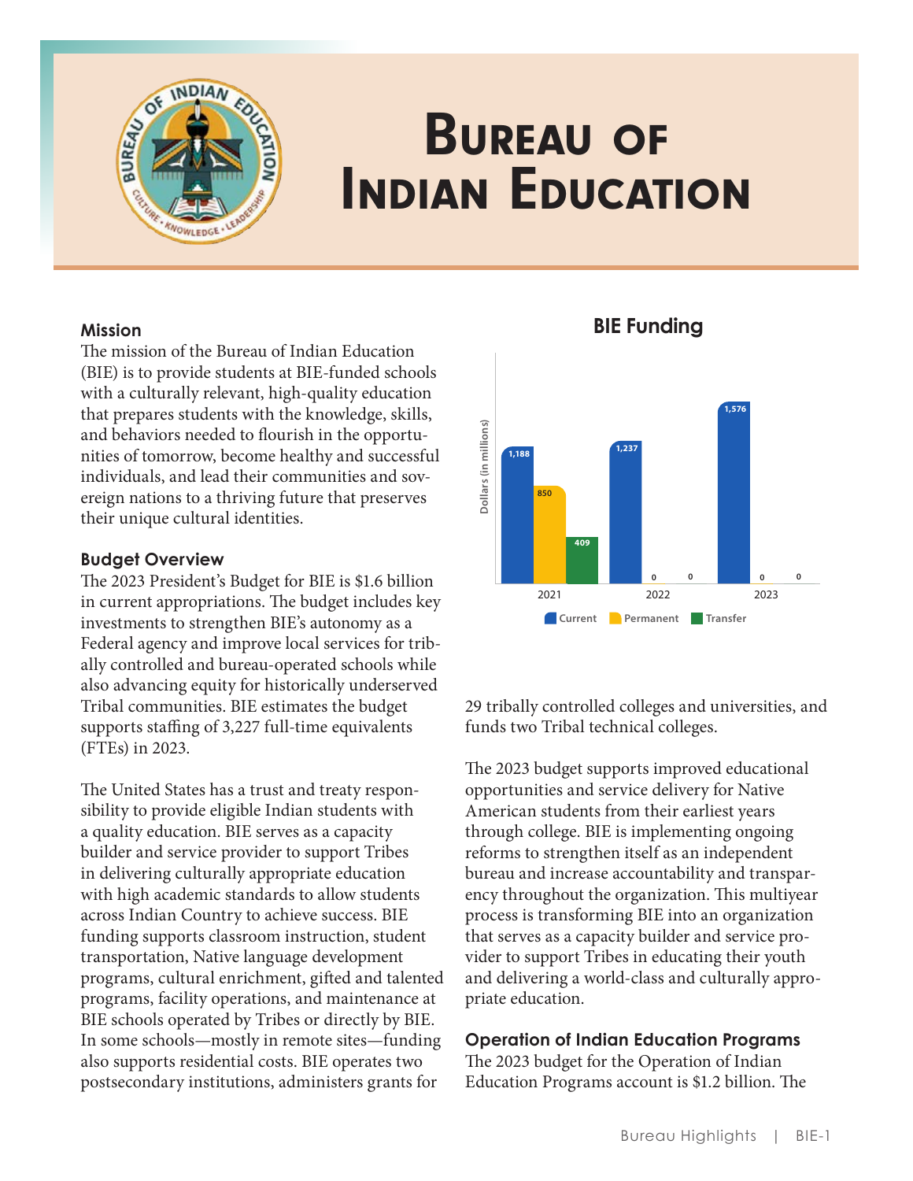# Bureau of Indian Education

## Mission

The mission of the Bureau of Indian Education (BIE) is to provide students at BIE-funded schools with a culturally relevant, high-quality education that prepares students with the knowledge, skills, and behaviors needed to flourish in the opportunities of tomorrow, become healthy and successful individuals, and lead their communities and sovereign nations to a thriving future that preserves their unique cultural identities.

## Budget Overview

The 2023 President's Budget for BIE is $1.6 billion in current appropriations. The budget includes key investments to strengthen BIE's autonomy as a Federal agency and improve local services for tribally controlled and bureau-operated schools while also advancing equity for historically underserved Tribal communities. BIE estimates the budget supports staffing of 3,227 full-time equivalents (FTEs) in 2023.

The United States has a trust and treaty responsibility to provide eligible Indian students with a quality education. BIE serves as a capacity builder and service provider to support Tribes in delivering culturally appropriate education with high academic standards to allow students across Indian Country to achieve success. BIE funding supports classroom instruction, student transportation, Native language development programs, cultural enrichment, gifted and talented programs, facility operations, and maintenance at BIE schools operated by Tribes or directly by BIE. In some schools—mostly in remote sites—funding also supports residential costs. BIE operates two postsecondary institutions, administers grants for 29 tribally controlled colleges and universities, and funds two Tribal technical colleges.

**BIE Funding**

Dollars (in millions)

| Year | Current | Permanent | Transfer |
|---|---|---|---|
| 2021 | 1,188 | 850 | 409 |
| 2022 | 1,237 | 0 | 0 |
| 2023 | 1,576 | 0 | 0 |

The 2023 budget supports improved educational opportunities and service delivery for Native American students from their earliest years through college. BIE is implementing ongoing reforms to strengthen itself as an independent bureau and increase accountability and transparency throughout the organization. This multiyear process is transforming BIE into an organization that serves as a capacity builder and service provider to support Tribes in educating their youth and delivering a world-class and culturally appropriate education.

## Operation of Indian Education Programs

The 2023 budget for the Operation of Indian Education Programs account is $1.2 billion. The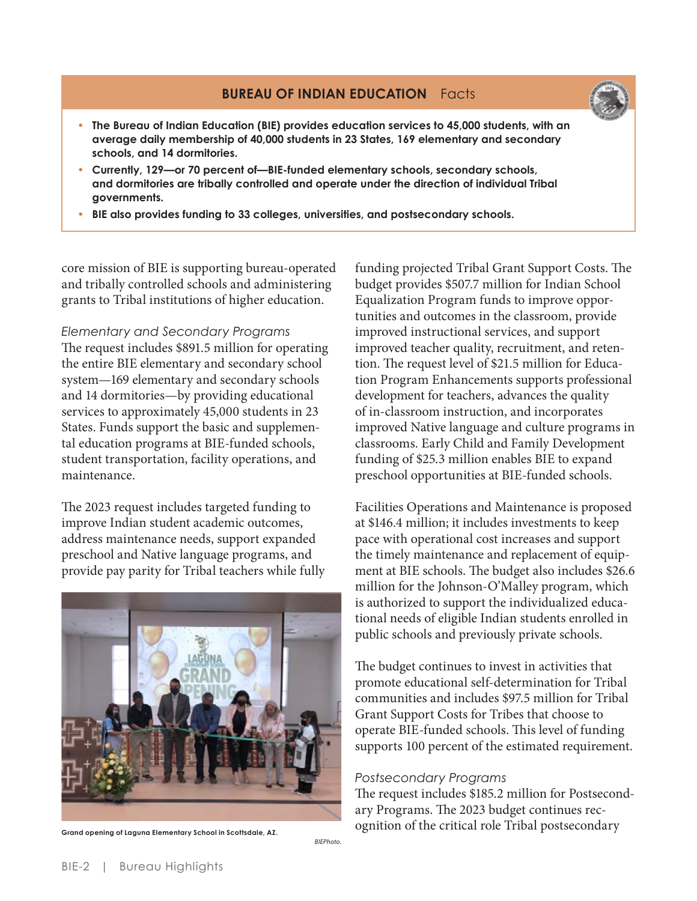## BUREAU OF INDIAN EDUCATION Facts

- **The Bureau of Indian Education (BIE) provides education services to 45,000 students, with an average daily membership of 40,000 students in 23 States, 169 elementary and secondary schools, and 14 dormitories.**
- **Currently, 129—or 70 percent of—BIE-funded elementary schools, secondary schools, and dormitories are tribally controlled and operate under the direction of individual Tribal governments.**
- **BIE also provides funding to 33 colleges, universities, and postsecondary schools.**

core mission of BIE is supporting bureau-operated and tribally controlled schools and administering grants to Tribal institutions of higher education.

*Elementary and Secondary Programs*

The request includes $891.5 million for operating the entire BIE elementary and secondary school system—169 elementary and secondary schools and 14 dormitories—by providing educational services to approximately 45,000 students in 23 States. Funds support the basic and supplemental education programs at BIE-funded schools, student transportation, facility operations, and maintenance.

The 2023 request includes targeted funding to improve Indian student academic outcomes, address maintenance needs, support expanded preschool and Native language programs, and provide pay parity for Tribal teachers while fully funding projected Tribal Grant Support Costs. The budget provides $507.7 million for Indian School Equalization Program funds to improve opportunities and outcomes in the classroom, provide improved instructional services, and support improved teacher quality, recruitment, and retention. The request level of $21.5 million for Education Program Enhancements supports professional development for teachers, advances the quality of in-classroom instruction, and incorporates improved Native language and culture programs in classrooms. Early Child and Family Development funding of $25.3 million enables BIE to expand preschool opportunities at BIE-funded schools.

**Grand opening of Laguna Elementary School in Scottsdale, AZ.**

*BIEPhoto.*

Facilities Operations and Maintenance is proposed at $146.4 million; it includes investments to keep pace with operational cost increases and support the timely maintenance and replacement of equipment at BIE schools. The budget also includes $26.6 million for the Johnson-O'Malley program, which is authorized to support the individualized educational needs of eligible Indian students enrolled in public schools and previously private schools.

The budget continues to invest in activities that promote educational self-determination for Tribal communities and includes $97.5 million for Tribal Grant Support Costs for Tribes that choose to operate BIE-funded schools. This level of funding supports 100 percent of the estimated requirement.

*Postsecondary Programs*

The request includes $185.2 million for Postsecondary Programs. The 2023 budget continues recognition of the critical role Tribal postsecondary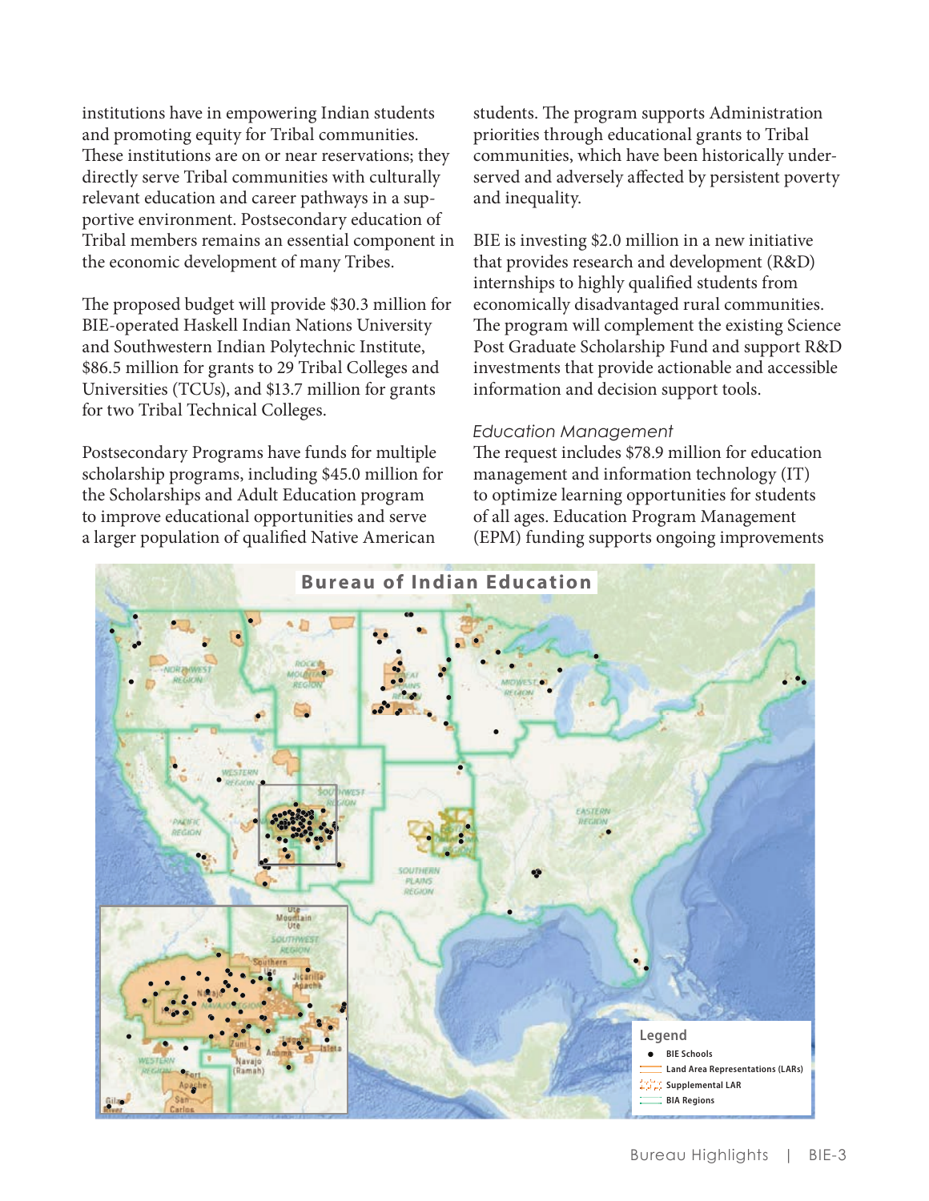institutions have in empowering Indian students and promoting equity for Tribal communities. These institutions are on or near reservations; they directly serve Tribal communities with culturally relevant education and career pathways in a supportive environment. Postsecondary education of Tribal members remains an essential component in the economic development of many Tribes.

The proposed budget will provide $30.3 million for BIE-operated Haskell Indian Nations University and Southwestern Indian Polytechnic Institute, $86.5 million for grants to 29 Tribal Colleges and Universities (TCUs), and $13.7 million for grants for two Tribal Technical Colleges.

Postsecondary Programs have funds for multiple scholarship programs, including $45.0 million for the Scholarships and Adult Education program to improve educational opportunities and serve a larger population of qualified Native American students. The program supports Administration priorities through educational grants to Tribal communities, which have been historically underserved and adversely affected by persistent poverty and inequality.

BIE is investing $2.0 million in a new initiative that provides research and development (R&D) internships to highly qualified students from economically disadvantaged rural communities. The program will complement the existing Science Post Graduate Scholarship Fund and support R&D investments that provide actionable and accessible information and decision support tools.

*Education Management*

The request includes $78.9 million for education management and information technology (IT) to optimize learning opportunities for students of all ages. Education Program Management (EPM) funding supports ongoing improvements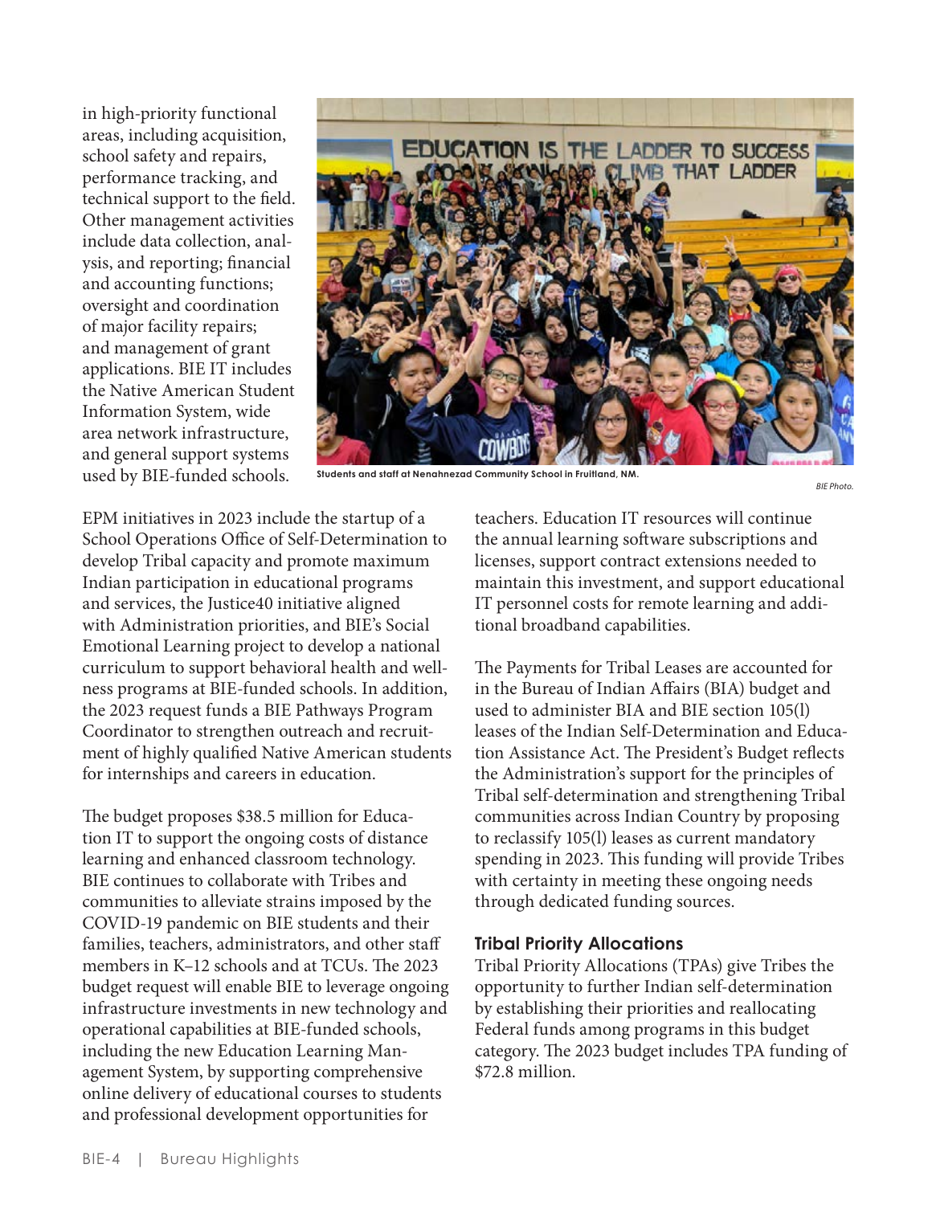in high-priority functional areas, including acquisition, school safety and repairs, performance tracking, and technical support to the field. Other management activities include data collection, analysis, and reporting; financial and accounting functions; oversight and coordination of major facility repairs; and management of grant applications. BIE IT includes the Native American Student Information System, wide area network infrastructure, and general support systems used by BIE-funded schools.

Students and staff at Nenahnezad Community School in Fruitland, NM.

*BIE Photo.*

EPM initiatives in 2023 include the startup of a School Operations Office of Self-Determination to develop Tribal capacity and promote maximum Indian participation in educational programs and services, the Justice40 initiative aligned with Administration priorities, and BIE's Social Emotional Learning project to develop a national curriculum to support behavioral health and wellness programs at BIE-funded schools. In addition, the 2023 request funds a BIE Pathways Program Coordinator to strengthen outreach and recruitment of highly qualified Native American students for internships and careers in education.

The budget proposes $38.5 million for Education IT to support the ongoing costs of distance learning and enhanced classroom technology. BIE continues to collaborate with Tribes and communities to alleviate strains imposed by the COVID-19 pandemic on BIE students and their families, teachers, administrators, and other staff members in K–12 schools and at TCUs. The 2023 budget request will enable BIE to leverage ongoing infrastructure investments in new technology and operational capabilities at BIE-funded schools, including the new Education Learning Management System, by supporting comprehensive online delivery of educational courses to students and professional development opportunities for teachers. Education IT resources will continue the annual learning software subscriptions and licenses, support contract extensions needed to maintain this investment, and support educational IT personnel costs for remote learning and additional broadband capabilities.

The Payments for Tribal Leases are accounted for in the Bureau of Indian Affairs (BIA) budget and used to administer BIA and BIE section 105(l) leases of the Indian Self-Determination and Education Assistance Act. The President's Budget reflects the Administration's support for the principles of Tribal self-determination and strengthening Tribal communities across Indian Country by proposing to reclassify 105(l) leases as current mandatory spending in 2023. This funding will provide Tribes with certainty in meeting these ongoing needs through dedicated funding sources.

### Tribal Priority Allocations

Tribal Priority Allocations (TPAs) give Tribes the opportunity to further Indian self-determination by establishing their priorities and reallocating Federal funds among programs in this budget category. The 2023 budget includes TPA funding of $72.8 million.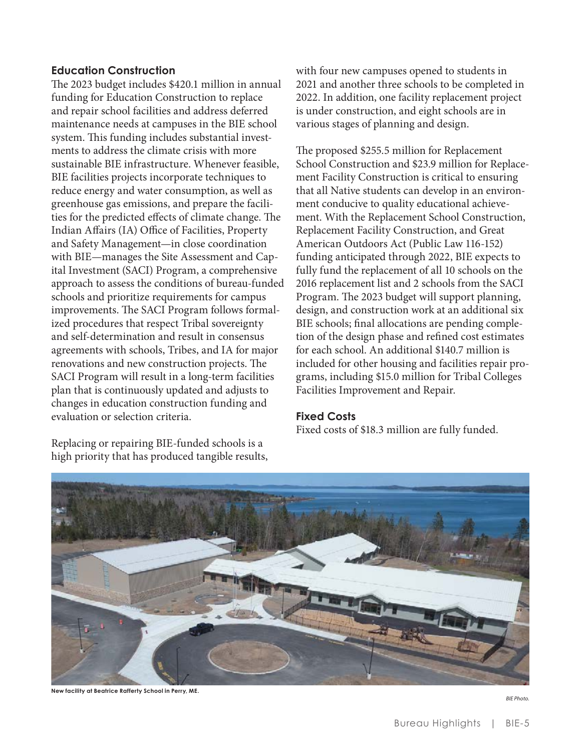### Education Construction

The 2023 budget includes $420.1 million in annual funding for Education Construction to replace and repair school facilities and address deferred maintenance needs at campuses in the BIE school system. This funding includes substantial investments to address the climate crisis with more sustainable BIE infrastructure. Whenever feasible, BIE facilities projects incorporate techniques to reduce energy and water consumption, as well as greenhouse gas emissions, and prepare the facilities for the predicted effects of climate change. The Indian Affairs (IA) Office of Facilities, Property and Safety Management—in close coordination with BIE—manages the Site Assessment and Capital Investment (SACI) Program, a comprehensive approach to assess the conditions of bureau-funded schools and prioritize requirements for campus improvements. The SACI Program follows formalized procedures that respect Tribal sovereignty and self-determination and result in consensus agreements with schools, Tribes, and IA for major renovations and new construction projects. The SACI Program will result in a long-term facilities plan that is continuously updated and adjusts to changes in education construction funding and evaluation or selection criteria.

Replacing or repairing BIE-funded schools is a high priority that has produced tangible results, with four new campuses opened to students in 2021 and another three schools to be completed in 2022. In addition, one facility replacement project is under construction, and eight schools are in various stages of planning and design.

The proposed $255.5 million for Replacement School Construction and $23.9 million for Replacement Facility Construction is critical to ensuring that all Native students can develop in an environment conducive to quality educational achievement. With the Replacement School Construction, Replacement Facility Construction, and Great American Outdoors Act (Public Law 116-152) funding anticipated through 2022, BIE expects to fully fund the replacement of all 10 schools on the 2016 replacement list and 2 schools from the SACI Program. The 2023 budget will support planning, design, and construction work at an additional six BIE schools; final allocations are pending completion of the design phase and refined cost estimates for each school. An additional $140.7 million is included for other housing and facilities repair programs, including $15.0 million for Tribal Colleges Facilities Improvement and Repair.

### Fixed Costs

Fixed costs of $18.3 million are fully funded.

**New facility at Beatrice Rafferty School in Perry, ME.**

*BIE Photo.*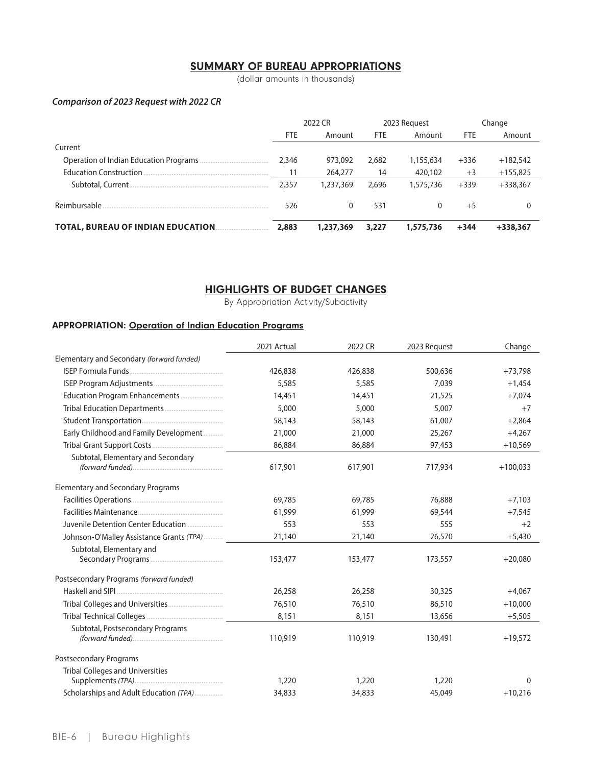## SUMMARY OF BUREAU APPROPRIATIONS

(dollar amounts in thousands)

***Comparison of 2023 Request with 2022 CR***

| | 2022 CR | | 2023 Request | | Change | |
|---|---|---|---|---|---|---|
| | FTE | Amount | FTE | Amount | FTE | Amount |
| Current | | | | | | |
| Operation of Indian Education Programs | 2,346 | 973,092 | 2,682 | 1,155,634 | +336 | +182,542 |
| Education Construction | 11 | 264,277 | 14 | 420,102 | +3 | +155,825 |
| Subtotal, Current | 2,357 | 1,237,369 | 2,696 | 1,575,736 | +339 | +338,367 |
| Reimbursable | 526 | 0 | 531 | 0 | +5 | 0 |
| **TOTAL, BUREAU OF INDIAN EDUCATION** | **2,883** | **1,237,369** | **3,227** | **1,575,736** | **+344** | **+338,367** |

## HIGHLIGHTS OF BUDGET CHANGES

By Appropriation Activity/Subactivity

### APPROPRIATION: Operation of Indian Education Programs

| | 2021 Actual | 2022 CR | 2023 Request | Change |
|---|---|---|---|---|
| Elementary and Secondary *(forward funded)* | | | | |
| ISEP Formula Funds | 426,838 | 426,838 | 500,636 | +73,798 |
| ISEP Program Adjustments | 5,585 | 5,585 | 7,039 | +1,454 |
| Education Program Enhancements | 14,451 | 14,451 | 21,525 | +7,074 |
| Tribal Education Departments | 5,000 | 5,000 | 5,007 | +7 |
| Student Transportation | 58,143 | 58,143 | 61,007 | +2,864 |
| Early Childhood and Family Development | 21,000 | 21,000 | 25,267 | +4,267 |
| Tribal Grant Support Costs | 86,884 | 86,884 | 97,453 | +10,569 |
| Subtotal, Elementary and Secondary *(forward funded)* | 617,901 | 617,901 | 717,934 | +100,033 |
| Elementary and Secondary Programs | | | | |
| Facilities Operations | 69,785 | 69,785 | 76,888 | +7,103 |
| Facilities Maintenance | 61,999 | 61,999 | 69,544 | +7,545 |
| Juvenile Detention Center Education | 553 | 553 | 555 | +2 |
| Johnson-O'Malley Assistance Grants *(TPA)* | 21,140 | 21,140 | 26,570 | +5,430 |
| Subtotal, Elementary and Secondary Programs | 153,477 | 153,477 | 173,557 | +20,080 |
| Postsecondary Programs *(forward funded)* | | | | |
| Haskell and SIPI | 26,258 | 26,258 | 30,325 | +4,067 |
| Tribal Colleges and Universities | 76,510 | 76,510 | 86,510 | +10,000 |
| Tribal Technical Colleges | 8,151 | 8,151 | 13,656 | +5,505 |
| Subtotal, Postsecondary Programs *(forward funded)* | 110,919 | 110,919 | 130,491 | +19,572 |
| Postsecondary Programs | | | | |
| Tribal Colleges and Universities Supplements *(TPA)* | 1,220 | 1,220 | 1,220 | 0 |
| Scholarships and Adult Education *(TPA)* | 34,833 | 34,833 | 45,049 | +10,216 |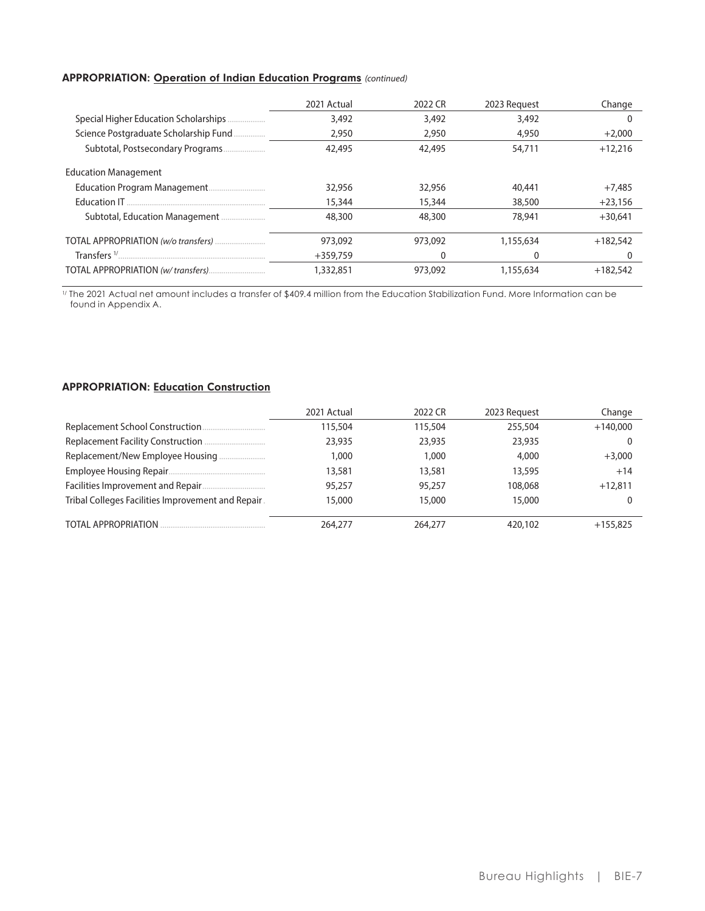### APPROPRIATION: Operation of Indian Education Programs *(continued)*

| | 2021 Actual | 2022 CR | 2023 Request | Change |
|---|---|---|---|---|
| Special Higher Education Scholarships | 3,492 | 3,492 | 3,492 | 0 |
| Science Postgraduate Scholarship Fund | 2,950 | 2,950 | 4,950 | +2,000 |
| Subtotal, Postsecondary Programs | 42,495 | 42,495 | 54,711 | +12,216 |
| Education Management | | | | |
| Education Program Management | 32,956 | 32,956 | 40,441 | +7,485 |
| Education IT | 15,344 | 15,344 | 38,500 | +23,156 |
| Subtotal, Education Management | 48,300 | 48,300 | 78,941 | +30,641 |
| TOTAL APPROPRIATION *(w/o transfers)* | 973,092 | 973,092 | 1,155,634 | +182,542 |
| Transfers [1/] | +359,759 | 0 | 0 | 0 |
| TOTAL APPROPRIATION *(w/ transfers)* | 1,332,851 | 973,092 | 1,155,634 | +182,542 |

[1/] The 2021 Actual net amount includes a transfer of $409.4 million from the Education Stabilization Fund. More Information can be found in Appendix A.

### APPROPRIATION: Education Construction

| | 2021 Actual | 2022 CR | 2023 Request | Change |
|---|---|---|---|---|
| Replacement School Construction | 115,504 | 115,504 | 255,504 | +140,000 |
| Replacement Facility Construction | 23,935 | 23,935 | 23,935 | 0 |
| Replacement/New Employee Housing | 1,000 | 1,000 | 4,000 | +3,000 |
| Employee Housing Repair | 13,581 | 13,581 | 13,595 | +14 |
| Facilities Improvement and Repair | 95,257 | 95,257 | 108,068 | +12,811 |
| Tribal Colleges Facilities Improvement and Repair | 15,000 | 15,000 | 15,000 | 0 |
| TOTAL APPROPRIATION | 264,277 | 264,277 | 420,102 | +155,825 |